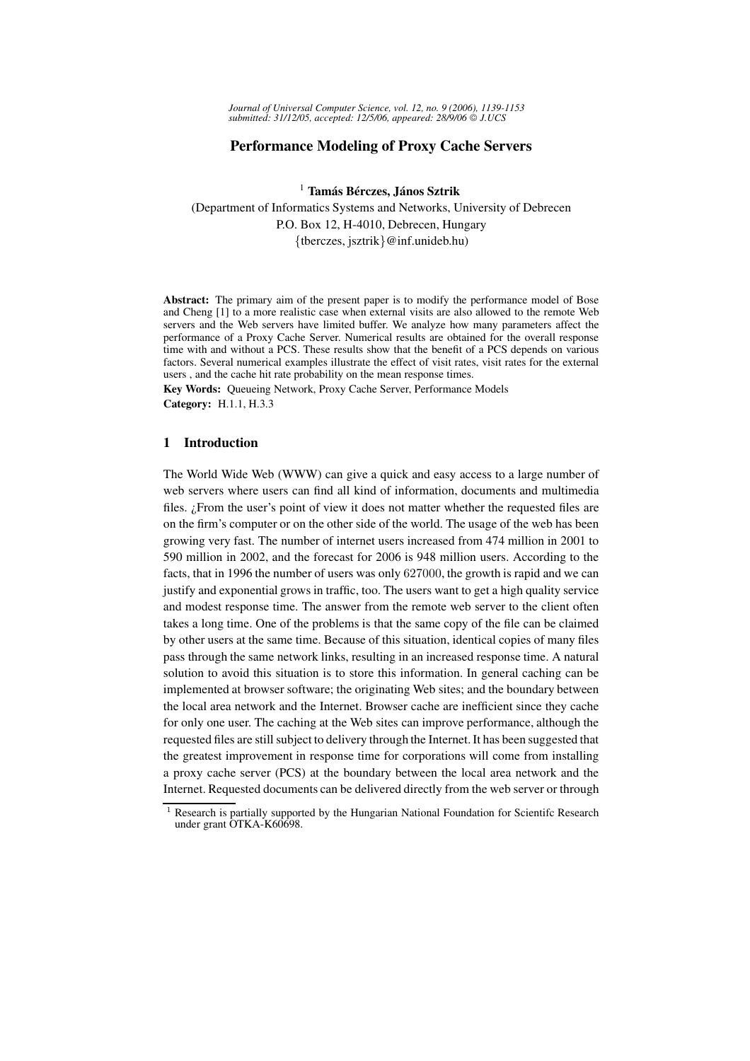# Performance Modeling of Proxy Cache Servers

[1] **Tamás Bérczes, János Sztrik**

(Department of Informatics Systems and Networks, University of Debrecen
P.O. Box 12, H-4010, Debrecen, Hungary
{tberczes, jsztrik}@inf.unideb.hu)

**Abstract:** The primary aim of the present paper is to modify the performance model of Bose and Cheng [1] to a more realistic case when external visits are also allowed to the remote Web servers and the Web servers have limited buffer. We analyze how many parameters affect the performance of a Proxy Cache Server. Numerical results are obtained for the overall response time with and without a PCS. These results show that the benefit of a PCS depends on various factors. Several numerical examples illustrate the effect of visit rates, visit rates for the external users , and the cache hit rate probability on the mean response times.

**Key Words:** Queueing Network, Proxy Cache Server, Performance Models

**Category:** H.1.1, H.3.3

## 1 Introduction

The World Wide Web (WWW) can give a quick and easy access to a large number of web servers where users can find all kind of information, documents and multimedia files. ¿From the user's point of view it does not matter whether the requested files are on the firm's computer or on the other side of the world. The usage of the web has been growing very fast. The number of internet users increased from 474 million in 2001 to 590 million in 2002, and the forecast for 2006 is 948 million users. According to the facts, that in 1996 the number of users was only $627000$, the growth is rapid and we can justify and exponential grows in traffic, too. The users want to get a high quality service and modest response time. The answer from the remote web server to the client often takes a long time. One of the problems is that the same copy of the file can be claimed by other users at the same time. Because of this situation, identical copies of many files pass through the same network links, resulting in an increased response time. A natural solution to avoid this situation is to store this information. In general caching can be implemented at browser software; the originating Web sites; and the boundary between the local area network and the Internet. Browser cache are inefficient since they cache for only one user. The caching at the Web sites can improve performance, although the requested files are still subject to delivery through the Internet. It has been suggested that the greatest improvement in response time for corporations will come from installing a proxy cache server (PCS) at the boundary between the local area network and the Internet. Requested documents can be delivered directly from the web server or through

[1] Research is partially supported by the Hungarian National Foundation for Scientifc Research under grant OTKA-K60698.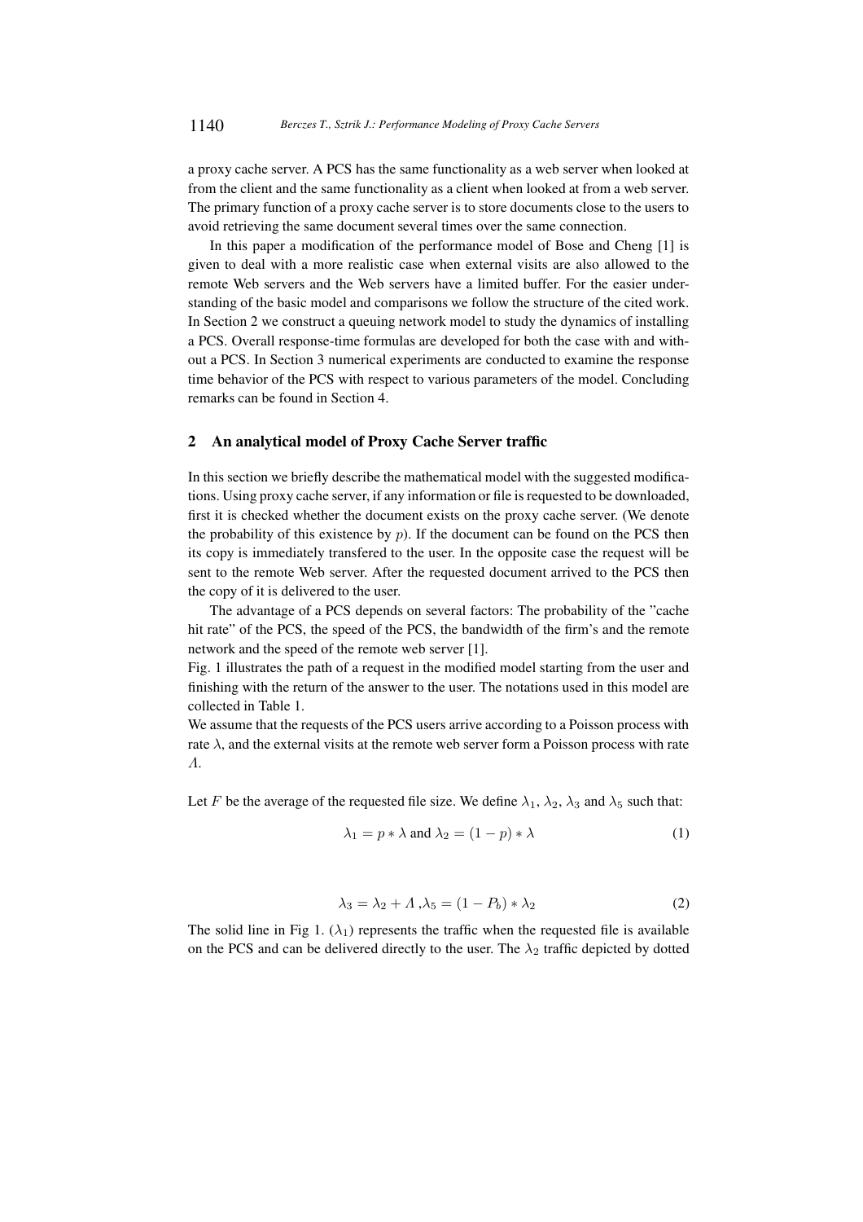a proxy cache server. A PCS has the same functionality as a web server when looked at from the client and the same functionality as a client when looked at from a web server. The primary function of a proxy cache server is to store documents close to the users to avoid retrieving the same document several times over the same connection.

In this paper a modification of the performance model of Bose and Cheng [1] is given to deal with a more realistic case when external visits are also allowed to the remote Web servers and the Web servers have a limited buffer. For the easier understanding of the basic model and comparisons we follow the structure of the cited work. In Section 2 we construct a queuing network model to study the dynamics of installing a PCS. Overall response-time formulas are developed for both the case with and without a PCS. In Section 3 numerical experiments are conducted to examine the response time behavior of the PCS with respect to various parameters of the model. Concluding remarks can be found in Section 4.

## 2 An analytical model of Proxy Cache Server traffic

In this section we briefly describe the mathematical model with the suggested modifications. Using proxy cache server, if any information or file is requested to be downloaded, first it is checked whether the document exists on the proxy cache server. (We denote the probability of this existence by $p$). If the document can be found on the PCS then its copy is immediately transfered to the user. In the opposite case the request will be sent to the remote Web server. After the requested document arrived to the PCS then the copy of it is delivered to the user.

The advantage of a PCS depends on several factors: The probability of the "cache hit rate" of the PCS, the speed of the PCS, the bandwidth of the firm's and the remote network and the speed of the remote web server [1].

Fig. 1 illustrates the path of a request in the modified model starting from the user and finishing with the return of the answer to the user. The notations used in this model are collected in Table 1.

We assume that the requests of the PCS users arrive according to a Poisson process with rate $\lambda$, and the external visits at the remote web server form a Poisson process with rate $\Lambda$.

Let $F$ be the average of the requested file size. We define $\lambda_1$, $\lambda_2$, $\lambda_3$ and $\lambda_5$ such that:

$$\lambda_1 = p * \lambda \text{ and } \lambda_2 = (1 - p) * \lambda \tag{1}$$

$$\lambda_3 = \lambda_2 + \Lambda \, , \lambda_5 = (1 - P_b) * \lambda_2 \tag{2}$$

The solid line in Fig 1. ($\lambda_1$) represents the traffic when the requested file is available on the PCS and can be delivered directly to the user. The $\lambda_2$ traffic depicted by dotted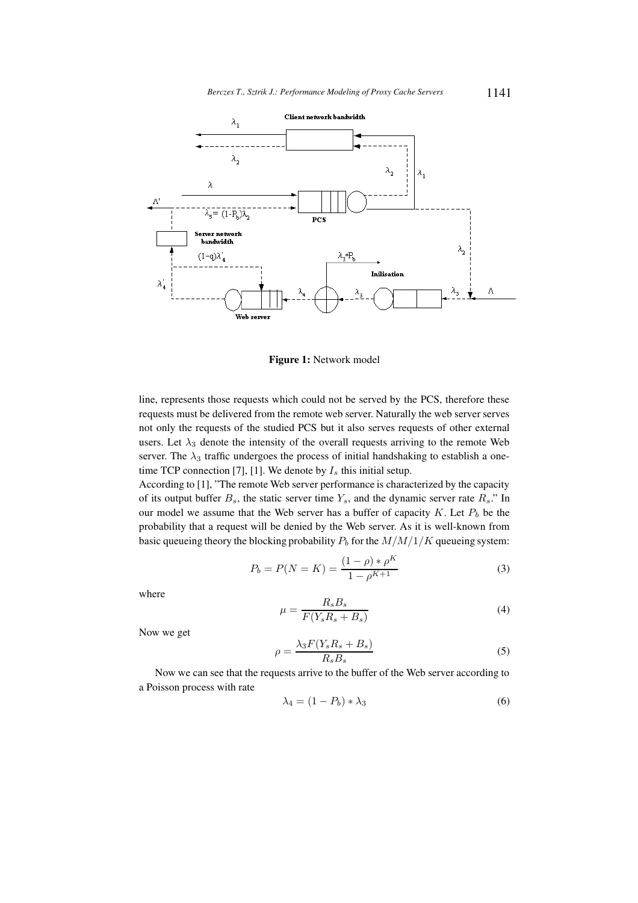**Figure 1:** Network model

line, represents those requests which could not be served by the PCS, therefore these requests must be delivered from the remote web server. Naturally the web server serves not only the requests of the studied PCS but it also serves requests of other external users. Let $\lambda_3$ denote the intensity of the overall requests arriving to the remote Web server. The $\lambda_3$ traffic undergoes the process of initial handshaking to establish a one-time TCP connection [7], [1]. We denote by $I_s$ this initial setup.

According to [1], "The remote Web server performance is characterized by the capacity of its output buffer $B_s$, the static server time $Y_s$, and the dynamic server rate $R_s$." In our model we assume that the Web server has a buffer of capacity $K$. Let $P_b$ be the probability that a request will be denied by the Web server. As it is well-known from basic queueing theory the blocking probability $P_b$ for the $M/M/1/K$ queueing system:

$$P_b = P(N = K) = \frac{(1-\rho) * \rho^K}{1 - \rho^{K+1}} \tag{3}$$

where

$$\mu = \frac{R_s B_s}{F(Y_s R_s + B_s)} \tag{4}$$

Now we get

$$\rho = \frac{\lambda_3 F(Y_s R_s + B_s)}{R_s B_s} \tag{5}$$

Now we can see that the requests arrive to the buffer of the Web server according to a Poisson process with rate

$$\lambda_4 = (1 - P_b) * \lambda_3 \tag{6}$$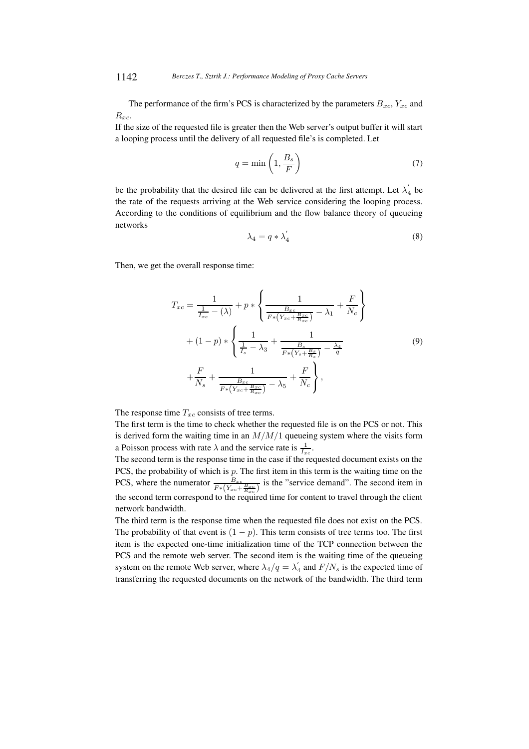The performance of the firm's PCS is characterized by the parameters $B_{xc}$, $Y_{xc}$ and $R_{xc}$.

If the size of the requested file is greater then the Web server's output buffer it will start a looping process until the delivery of all requested file's is completed. Let

$$q = \min\left(1, \frac{B_s}{F}\right) \tag{7}$$

be the probability that the desired file can be delivered at the first attempt. Let $\lambda_4^{'}$ be the rate of the requests arriving at the Web service considering the looping process. According to the conditions of equilibrium and the flow balance theory of queueing networks

$$\lambda_4 = q * \lambda_4^{'} \tag{8}$$

Then, we get the overall response time:

$$\begin{aligned}
T_{xc} = {} & \frac{1}{\frac{1}{I_{xc}} - (\lambda)} + p * \left\{ \frac{1}{\frac{B_{xc}}{F*\left(Y_{xc}+\frac{B_{xc}}{R_{xc}}\right)} - \lambda_1} + \frac{F}{N_c} \right\} \\
& + (1-p) * \left\{ \frac{1}{\frac{1}{I_s} - \lambda_3} + \frac{1}{\frac{B_s}{F*\left(Y_s+\frac{B_s}{R_s}\right)} - \frac{\lambda_4}{q}} \right. \\
& \left. + \frac{F}{N_s} + \frac{1}{\frac{B_{xc}}{F*\left(Y_{xc}+\frac{B_{xc}}{R_{xc}}\right)} - \lambda_5} + \frac{F}{N_c} \right\},
\end{aligned} \tag{9}$$

The response time $T_{xc}$ consists of tree terms.

The first term is the time to check whether the requested file is on the PCS or not. This is derived form the waiting time in an $M/M/1$ queueing system where the visits form a Poisson process with rate $\lambda$ and the service rate is $\frac{1}{I_{xc}}$.

The second term is the response time in the case if the requested document exists on the PCS, the probability of which is $p$. The first item in this term is the waiting time on the PCS, where the numerator $\frac{B_{xc}}{F*\left(Y_{xc}+\frac{B_{xc}}{R_{xc}}\right)}$ is the "service demand". The second item in the second term correspond to the required time for content to travel through the client network bandwidth.

The third term is the response time when the requested file does not exist on the PCS. The probability of that event is $(1-p)$. This term consists of tree terms too. The first item is the expected one-time initialization time of the TCP connection between the PCS and the remote web server. The second item is the waiting time of the queueing system on the remote Web server, where $\lambda_4/q = \lambda_4^{'}$ and $F/N_s$ is the expected time of transferring the requested documents on the network of the bandwidth. The third term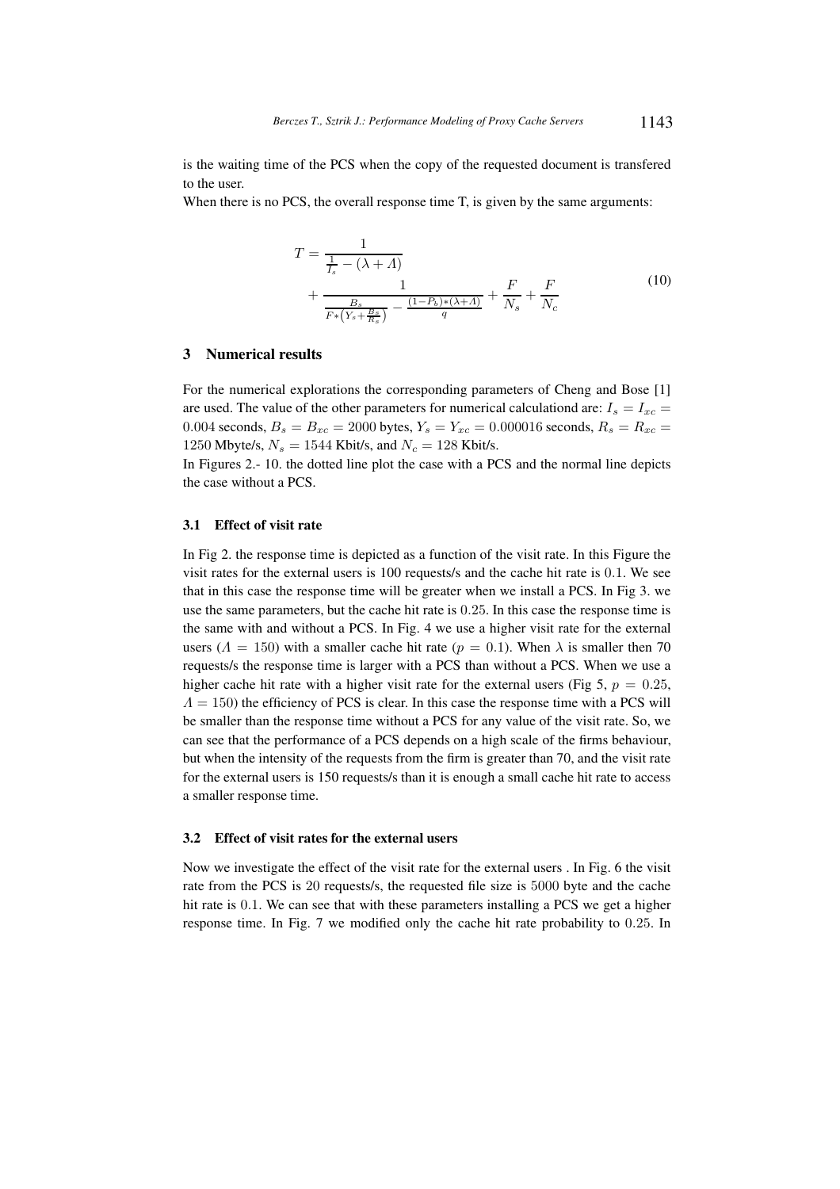is the waiting time of the PCS when the copy of the requested document is transfered to the user.

When there is no PCS, the overall response time T, is given by the same arguments:

$$
\begin{aligned}
T = & \frac{1}{\frac{1}{I_s} - (\lambda + \Lambda)} \\
& + \frac{1}{\frac{B_s}{F*\left(Y_s + \frac{B_s}{R_s}\right)} - \frac{(1-P_b)*(\lambda+\Lambda)}{q}} + \frac{F}{N_s} + \frac{F}{N_c}
\end{aligned}
\tag{10}
$$

## 3 Numerical results

For the numerical explorations the corresponding parameters of Cheng and Bose [1] are used. The value of the other parameters for numerical calculationd are: $I_s = I_{xc} = 0.004$ seconds, $B_s = B_{xc} = 2000$ bytes, $Y_s = Y_{xc} = 0.000016$ seconds, $R_s = R_{xc} = 1250$ Mbyte/s, $N_s = 1544$ Kbit/s, and $N_c = 128$ Kbit/s.

In Figures 2.- 10. the dotted line plot the case with a PCS and the normal line depicts the case without a PCS.

### 3.1 Effect of visit rate

In Fig 2. the response time is depicted as a function of the visit rate. In this Figure the visit rates for the external users is 100 requests/s and the cache hit rate is $0.1$. We see that in this case the response time will be greater when we install a PCS. In Fig 3. we use the same parameters, but the cache hit rate is $0.25$. In this case the response time is the same with and without a PCS. In Fig. 4 we use a higher visit rate for the external users ($\Lambda = 150$) with a smaller cache hit rate ($p = 0.1$). When $\lambda$ is smaller then 70 requests/s the response time is larger with a PCS than without a PCS. When we use a higher cache hit rate with a higher visit rate for the external users (Fig 5, $p = 0.25$, $\Lambda = 150$) the efficiency of PCS is clear. In this case the response time with a PCS will be smaller than the response time without a PCS for any value of the visit rate. So, we can see that the performance of a PCS depends on a high scale of the firms behaviour, but when the intensity of the requests from the firm is greater than 70, and the visit rate for the external users is 150 requests/s than it is enough a small cache hit rate to access a smaller response time.

### 3.2 Effect of visit rates for the external users

Now we investigate the effect of the visit rate for the external users . In Fig. 6 the visit rate from the PCS is $20$ requests/s, the requested file size is $5000$ byte and the cache hit rate is $0.1$. We can see that with these parameters installing a PCS we get a higher response time. In Fig. 7 we modified only the cache hit rate probability to $0.25$. In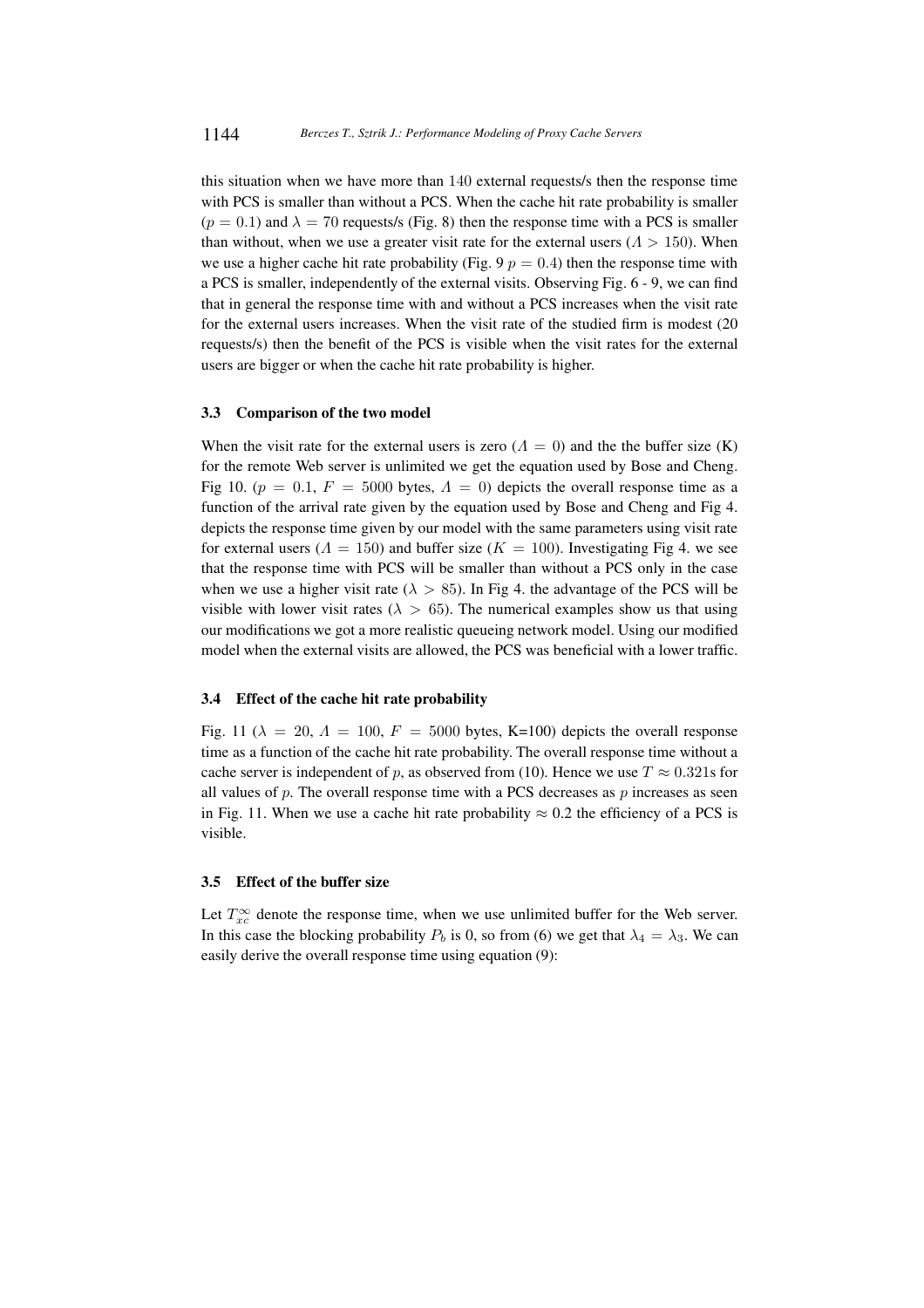this situation when we have more than $140$ external requests/s then the response time with PCS is smaller than without a PCS. When the cache hit rate probability is smaller ($p = 0.1$) and $\lambda = 70$ requests/s (Fig. 8) then the response time with a PCS is smaller than without, when we use a greater visit rate for the external users ($\Lambda > 150$). When we use a higher cache hit rate probability (Fig. 9 $p = 0.4$) then the response time with a PCS is smaller, independently of the external visits. Observing Fig. 6 - 9, we can find that in general the response time with and without a PCS increases when the visit rate for the external users increases. When the visit rate of the studied firm is modest (20 requests/s) then the benefit of the PCS is visible when the visit rates for the external users are bigger or when the cache hit rate probability is higher.

### 3.3 Comparison of the two model

When the visit rate for the external users is zero ($\Lambda = 0$) and the the buffer size (K) for the remote Web server is unlimited we get the equation used by Bose and Cheng. Fig 10. ($p = 0.1$, $F = 5000$ bytes, $\Lambda = 0$) depicts the overall response time as a function of the arrival rate given by the equation used by Bose and Cheng and Fig 4. depicts the response time given by our model with the same parameters using visit rate for external users ($\Lambda = 150$) and buffer size ($K = 100$). Investigating Fig 4. we see that the response time with PCS will be smaller than without a PCS only in the case when we use a higher visit rate ($\lambda > 85$). In Fig 4. the advantage of the PCS will be visible with lower visit rates ($\lambda > 65$). The numerical examples show us that using our modifications we got a more realistic queueing network model. Using our modified model when the external visits are allowed, the PCS was beneficial with a lower traffic.

### 3.4 Effect of the cache hit rate probability

Fig. 11 ($\lambda = 20$, $\Lambda = 100$, $F = 5000$ bytes, K=100) depicts the overall response time as a function of the cache hit rate probability. The overall response time without a cache server is independent of $p$, as observed from (10). Hence we use $T \approx 0.321$s for all values of $p$. The overall response time with a PCS decreases as $p$ increases as seen in Fig. 11. When we use a cache hit rate probability $\approx 0.2$ the efficiency of a PCS is visible.

### 3.5 Effect of the buffer size

Let $T_{xc}^{\infty}$ denote the response time, when we use unlimited buffer for the Web server. In this case the blocking probability $P_b$ is 0, so from (6) we get that $\lambda_4 = \lambda_3$. We can easily derive the overall response time using equation (9):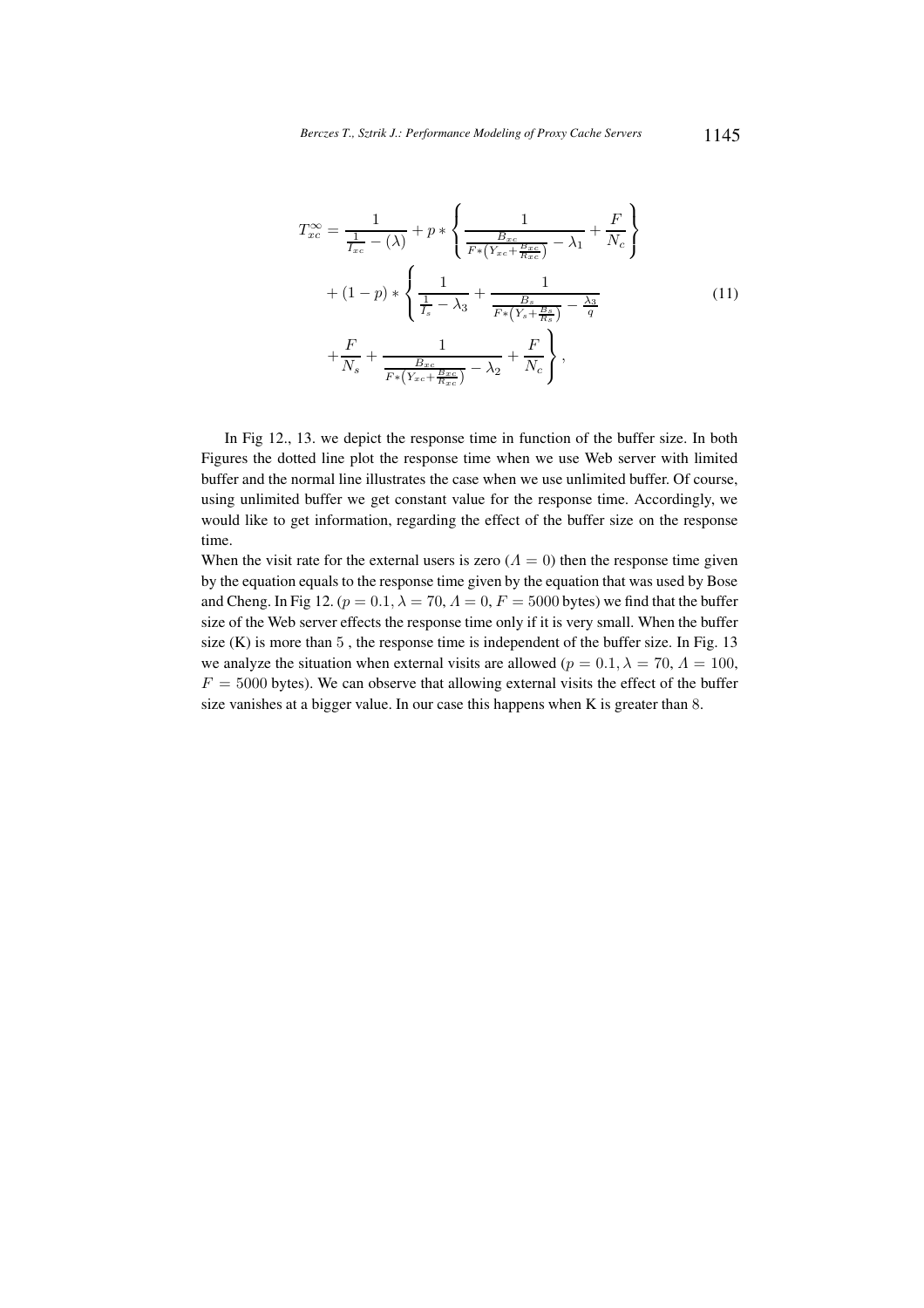$$T_{xc}^{\infty} = \frac{1}{\frac{1}{I_{xc}} - (\lambda)} + p * \left\{ \frac{1}{\frac{B_{xc}}{F*\left(Y_{xc}+\frac{B_{xc}}{R_{xc}}\right)} - \lambda_1} + \frac{F}{N_c} \right\}$$

$$+ (1-p) * \left\{ \frac{1}{\frac{1}{I_s} - \lambda_3} + \frac{1}{\frac{B_s}{F*\left(Y_s+\frac{B_s}{R_s}\right)} - \frac{\lambda_3}{q}} \right. \tag{11}$$

$$\left. + \frac{F}{N_s} + \frac{1}{\frac{B_{xc}}{F*\left(Y_{xc}+\frac{B_{xc}}{R_{xc}}\right)} - \lambda_2} + \frac{F}{N_c} \right\},$$

In Fig 12., 13. we depict the response time in function of the buffer size. In both Figures the dotted line plot the response time when we use Web server with limited buffer and the normal line illustrates the case when we use unlimited buffer. Of course, using unlimited buffer we get constant value for the response time. Accordingly, we would like to get information, regarding the effect of the buffer size on the response time.

When the visit rate for the external users is zero ($\Lambda = 0$) then the response time given by the equation equals to the response time given by the equation that was used by Bose and Cheng. In Fig 12. ($p = 0.1$, $\lambda = 70$, $\Lambda = 0$, $F = 5000$ bytes) we find that the buffer size of the Web server effects the response time only if it is very small. When the buffer size (K) is more than $5$ , the response time is independent of the buffer size. In Fig. 13 we analyze the situation when external visits are allowed ($p = 0.1, \lambda = 70$, $\Lambda = 100$, $F = 5000$ bytes). We can observe that allowing external visits the effect of the buffer size vanishes at a bigger value. In our case this happens when K is greater than $8$.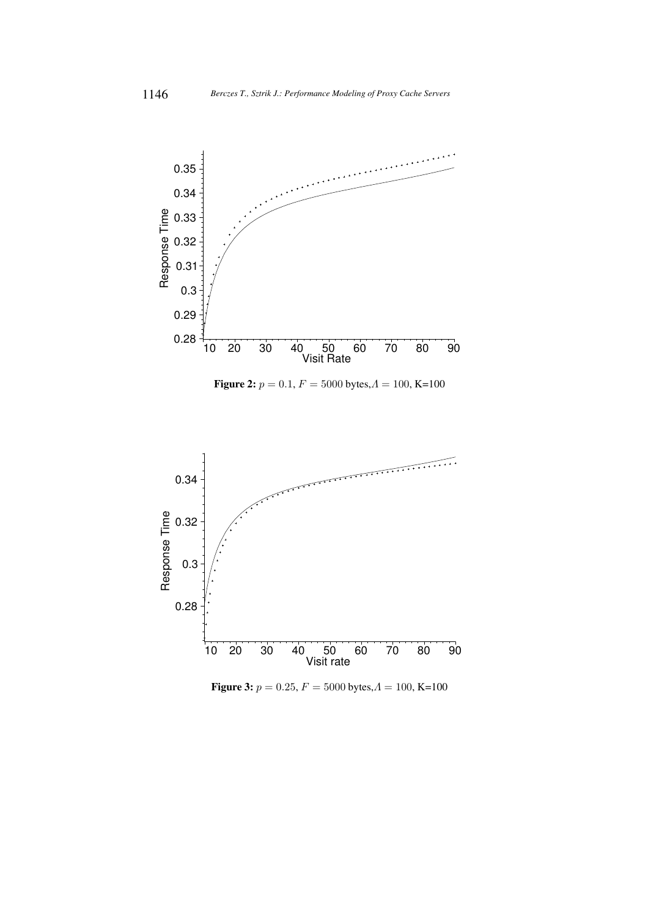**Figure 2:** $p = 0.1$, $F = 5000$ bytes,$\Lambda = 100$, K=100

**Figure 3:** $p = 0.25$, $F = 5000$ bytes,$\Lambda = 100$, K=100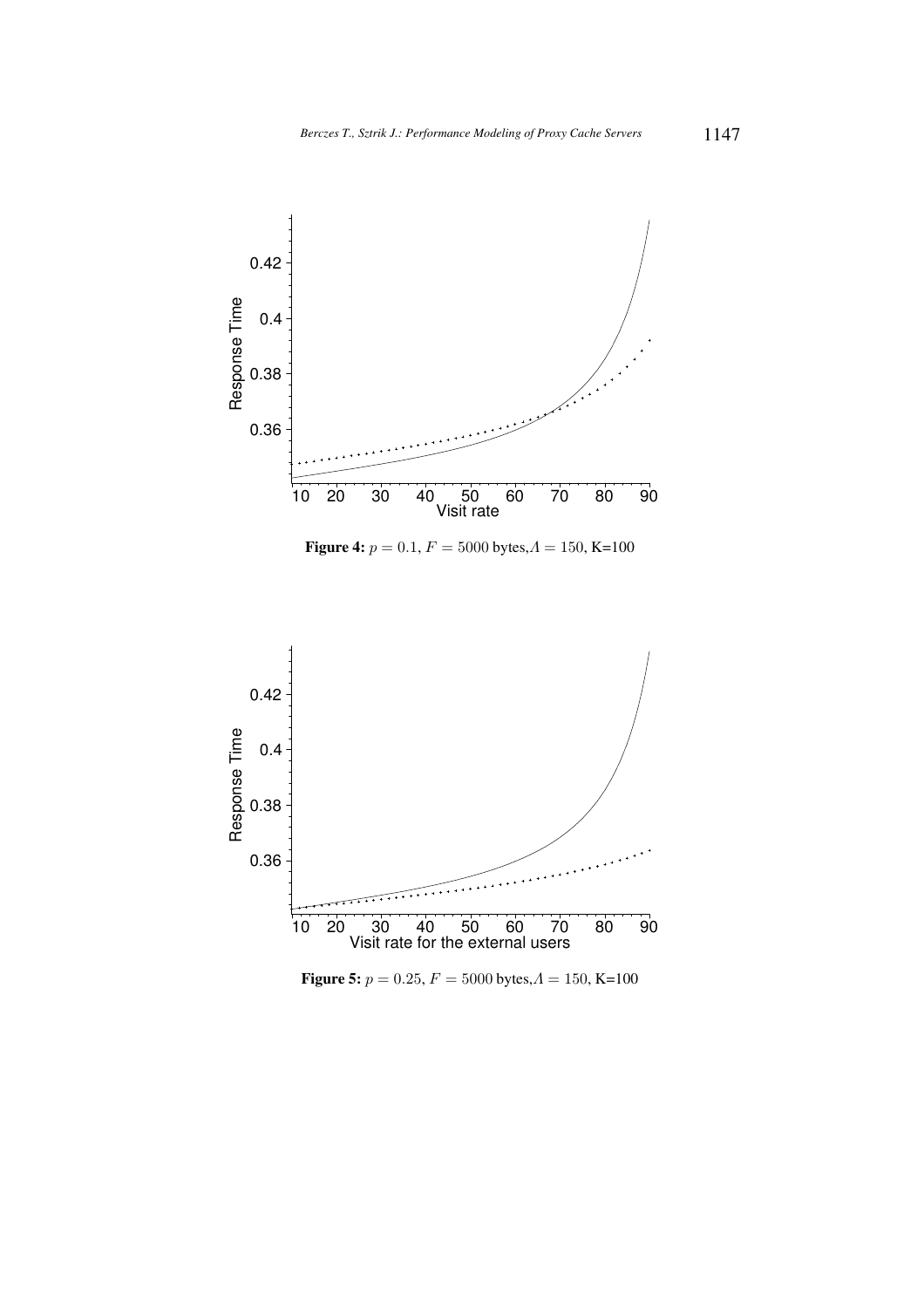**Figure 4:** $p = 0.1$, $F = 5000$ bytes,$\Lambda = 150$, K=100

**Figure 5:** $p = 0.25$, $F = 5000$ bytes,$\Lambda = 150$, K=100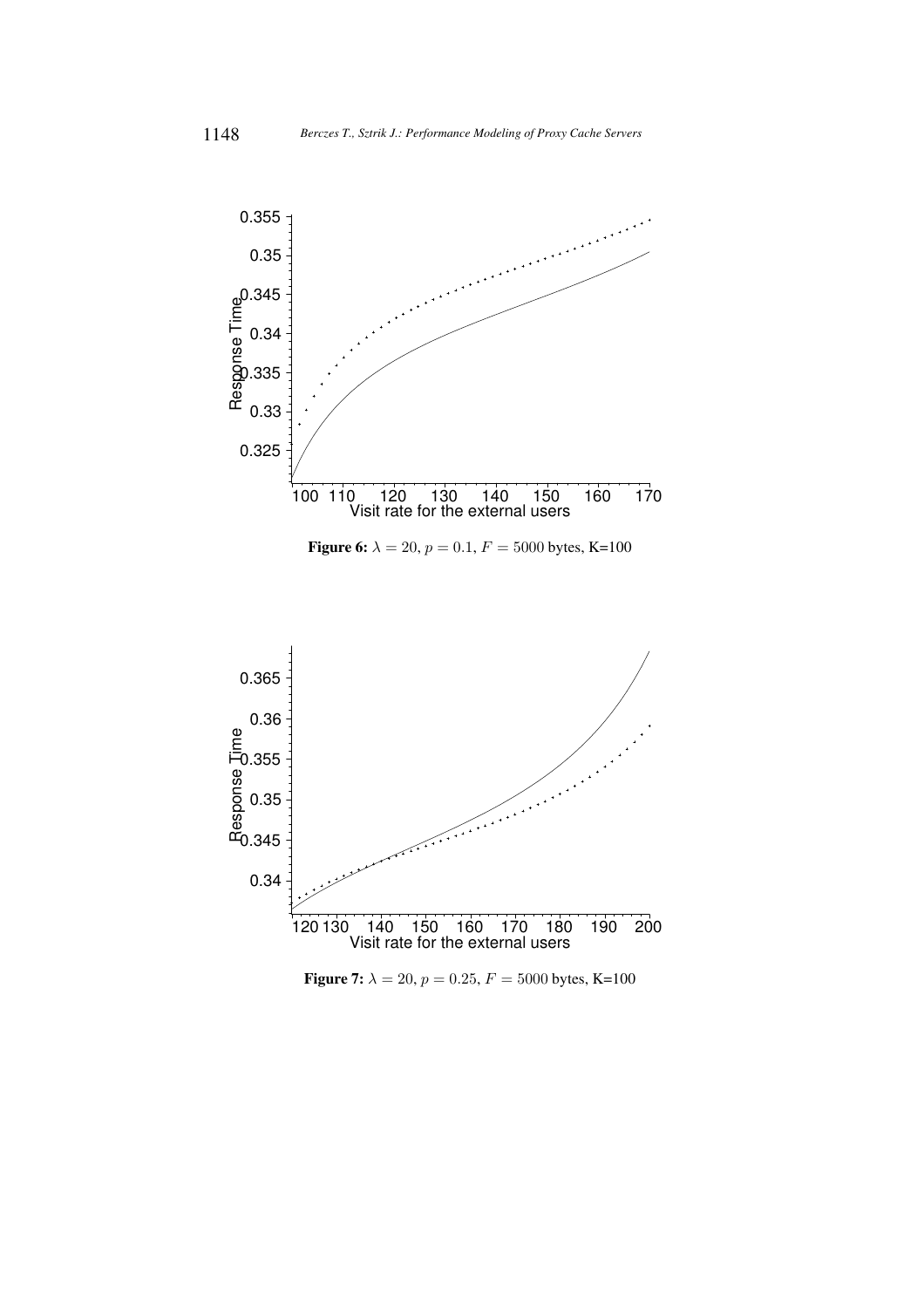**Figure 6:** $\lambda = 20$, $p = 0.1$, $F = 5000$ bytes, K=100

**Figure 7:** $\lambda = 20$, $p = 0.25$, $F = 5000$ bytes, K=100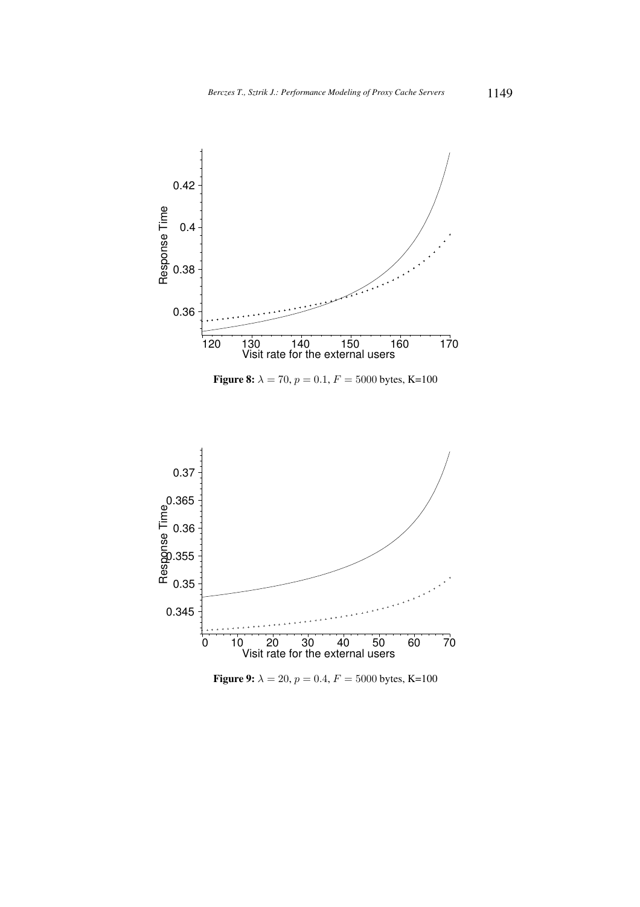**Figure 8:** $\lambda = 70$, $p = 0.1$, $F = 5000$ bytes, K=100

**Figure 9:** $\lambda = 20$, $p = 0.4$, $F = 5000$ bytes, K=100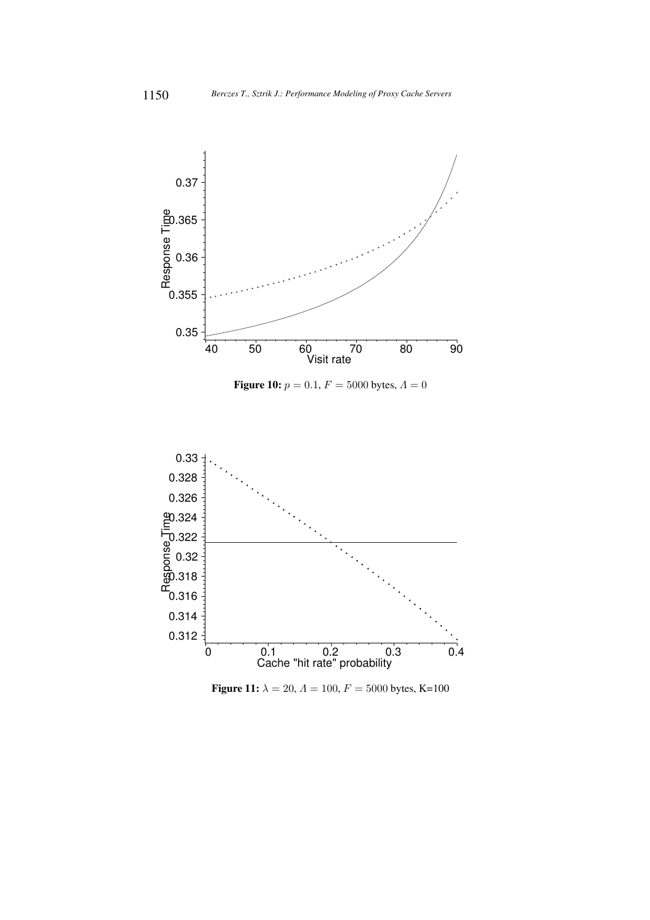**Figure 10:** $p = 0.1$, $F = 5000$ bytes, $\Lambda = 0$

**Figure 11:** $\lambda = 20$, $\Lambda = 100$, $F = 5000$ bytes, K=100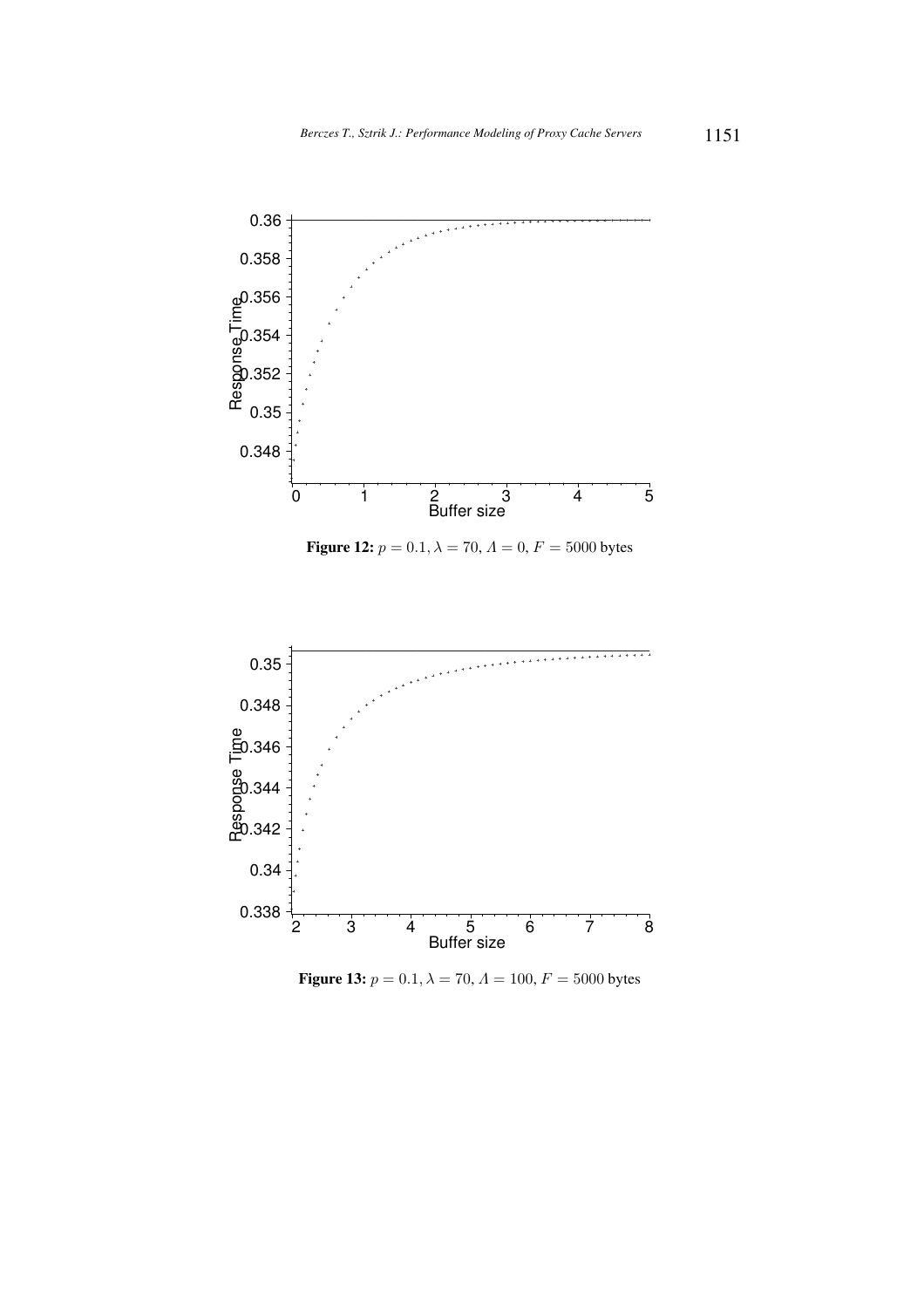**Figure 12:** $p = 0.1, \lambda = 70, \Lambda = 0, F = 5000$ bytes

**Figure 13:** $p = 0.1, \lambda = 70, \Lambda = 100, F = 5000$ bytes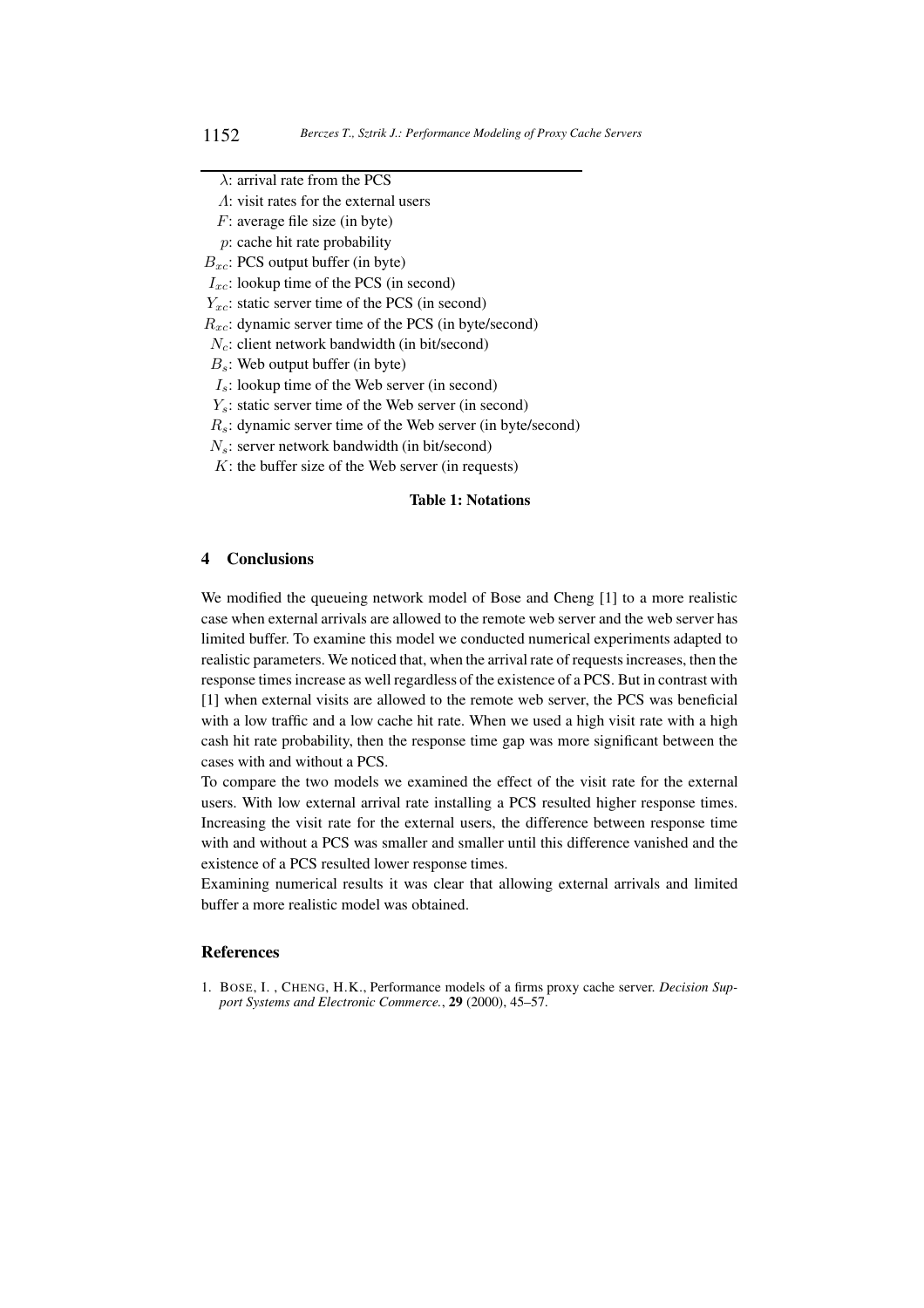$\lambda$: arrival rate from the PCS
$\Lambda$: visit rates for the external users
$F$: average file size (in byte)
$p$: cache hit rate probability
$B_{xc}$: PCS output buffer (in byte)
$I_{xc}$: lookup time of the PCS (in second)
$Y_{xc}$: static server time of the PCS (in second)
$R_{xc}$: dynamic server time of the PCS (in byte/second)
$N_c$: client network bandwidth (in bit/second)
$B_s$: Web output buffer (in byte)
$I_s$: lookup time of the Web server (in second)
$Y_s$: static server time of the Web server (in second)
$R_s$: dynamic server time of the Web server (in byte/second)
$N_s$: server network bandwidth (in bit/second)
$K$: the buffer size of the Web server (in requests)

**Table 1: Notations**

## 4 Conclusions

We modified the queueing network model of Bose and Cheng [1] to a more realistic case when external arrivals are allowed to the remote web server and the web server has limited buffer. To examine this model we conducted numerical experiments adapted to realistic parameters. We noticed that, when the arrival rate of requests increases, then the response times increase as well regardless of the existence of a PCS. But in contrast with [1] when external visits are allowed to the remote web server, the PCS was beneficial with a low traffic and a low cache hit rate. When we used a high visit rate with a high cash hit rate probability, then the response time gap was more significant between the cases with and without a PCS.
To compare the two models we examined the effect of the visit rate for the external users. With low external arrival rate installing a PCS resulted higher response times. Increasing the visit rate for the external users, the difference between response time with and without a PCS was smaller and smaller until this difference vanished and the existence of a PCS resulted lower response times.
Examining numerical results it was clear that allowing external arrivals and limited buffer a more realistic model was obtained.

## References

1. BOSE, I. , CHENG, H.K., Performance models of a firms proxy cache server. *Decision Support Systems and Electronic Commerce.*, **29** (2000), 45–57.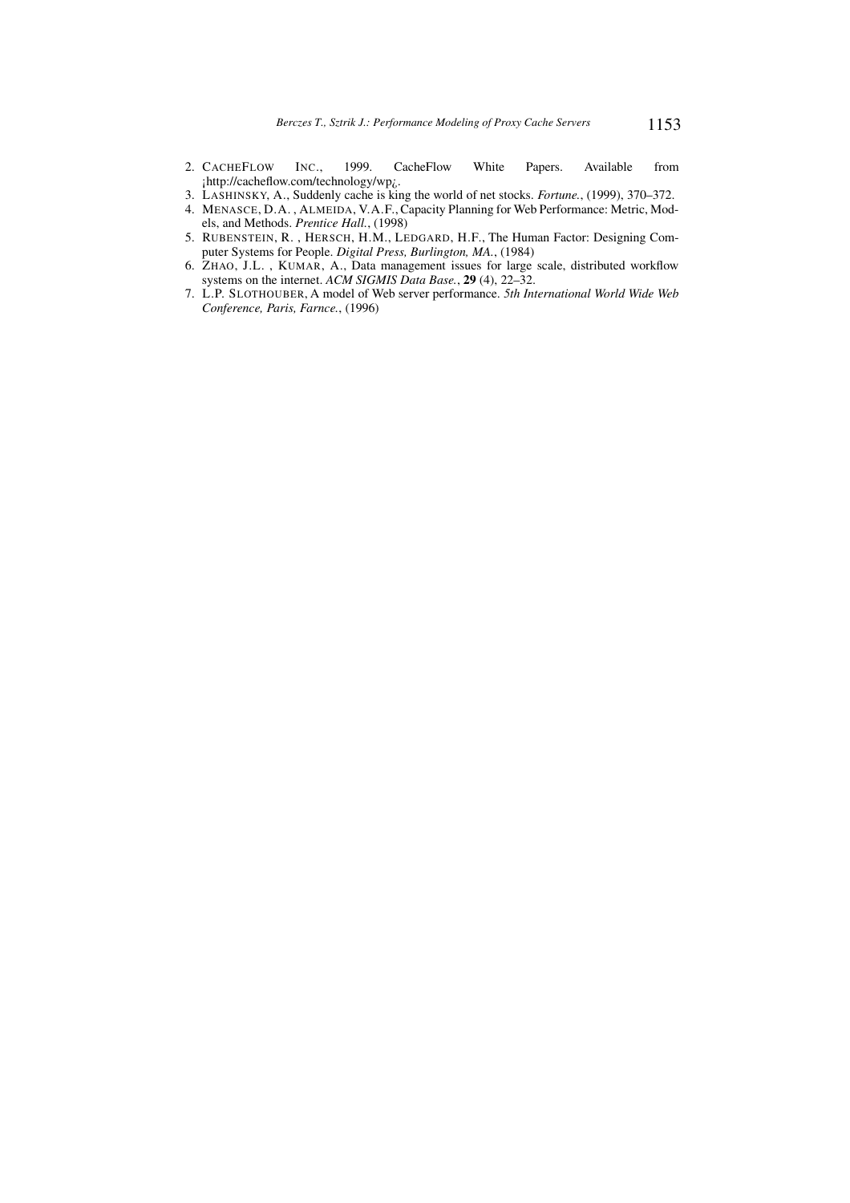2. CacheFlow Inc., 1999. CacheFlow White Papers. Available from ¡http://cacheflow.com/technology/wp¿.
3. Lashinsky, A., Suddenly cache is king the world of net stocks. *Fortune.*, (1999), 370–372.
4. Menasce, D.A. , Almeida, V.A.F., Capacity Planning for Web Performance: Metric, Models, and Methods. *Prentice Hall.*, (1998)
5. Rubenstein, R. , Hersch, H.M., Ledgard, H.F., The Human Factor: Designing Computer Systems for People. *Digital Press, Burlington, MA.*, (1984)
6. Zhao, J.L. , Kumar, A., Data management issues for large scale, distributed workflow systems on the internet. *ACM SIGMIS Data Base.*, **29** (4), 22–32.
7. L.P. Slothouber, A model of Web server performance. *5th International World Wide Web Conference, Paris, Farnce.*, (1996)